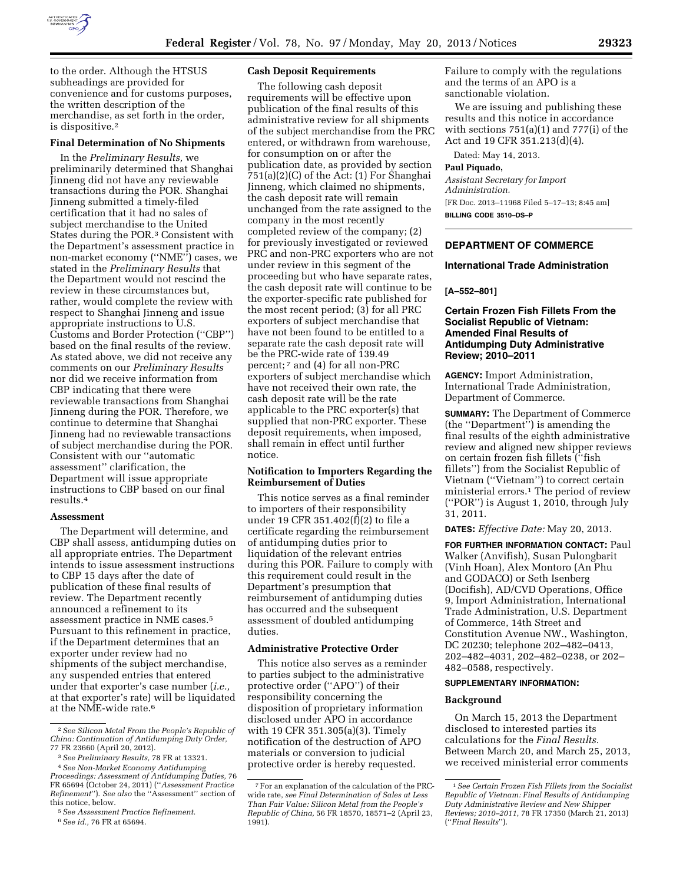to the order. Although the HTSUS subheadings are provided for convenience and for customs purposes, the written description of the merchandise, as set forth in the order, is dispositive.[2]

**Final Determination of No Shipments**

In the *Preliminary Results,* we preliminarily determined that Shanghai Jinneng did not have any reviewable transactions during the POR. Shanghai Jinneng submitted a timely-filed certification that it had no sales of subject merchandise to the United States during the POR.[3] Consistent with the Department's assessment practice in non-market economy (''NME'') cases, we stated in the *Preliminary Results* that the Department would not rescind the review in these circumstances but, rather, would complete the review with respect to Shanghai Jinneng and issue appropriate instructions to U.S. Customs and Border Protection (''CBP'') based on the final results of the review. As stated above, we did not receive any comments on our *Preliminary Results* nor did we receive information from CBP indicating that there were reviewable transactions from Shanghai Jinneng during the POR. Therefore, we continue to determine that Shanghai Jinneng had no reviewable transactions of subject merchandise during the POR. Consistent with our ''automatic assessment'' clarification, the Department will issue appropriate instructions to CBP based on our final results.[4]

**Assessment**

The Department will determine, and CBP shall assess, antidumping duties on all appropriate entries. The Department intends to issue assessment instructions to CBP 15 days after the date of publication of these final results of review. The Department recently announced a refinement to its assessment practice in NME cases.[5] Pursuant to this refinement in practice, if the Department determines that an exporter under review had no shipments of the subject merchandise, any suspended entries that entered under that exporter's case number (*i.e.,* at that exporter's rate) will be liquidated at the NME-wide rate.[6]

[2] *See Silicon Metal From the People's Republic of China: Continuation of Antidumping Duty Order,* 77 FR 23660 (April 20, 2012).

[3] *See Preliminary Results,* 78 FR at 13321.

[4] *See Non-Market Economy Antidumping Proceedings: Assessment of Antidumping Duties,* 76 FR 65694 (October 24, 2011) (''*Assessment Practice Refinement*''). *See also* the ''Assessment'' section of this notice, below.

[5] *See Assessment Practice Refinement.*

[6] *See id.,* 76 FR at 65694.

**Cash Deposit Requirements**

The following cash deposit requirements will be effective upon publication of the final results of this administrative review for all shipments of the subject merchandise from the PRC entered, or withdrawn from warehouse, for consumption on or after the publication date, as provided by section 751(a)(2)(C) of the Act: (1) For Shanghai Jinneng, which claimed no shipments, the cash deposit rate will remain unchanged from the rate assigned to the company in the most recently completed review of the company; (2) for previously investigated or reviewed PRC and non-PRC exporters who are not under review in this segment of the proceeding but who have separate rates, the cash deposit rate will continue to be the exporter-specific rate published for the most recent period; (3) for all PRC exporters of subject merchandise that have not been found to be entitled to a separate rate the cash deposit rate will be the PRC-wide rate of 139.49 percent;[7] and (4) for all non-PRC exporters of subject merchandise which have not received their own rate, the cash deposit rate will be the rate applicable to the PRC exporter(s) that supplied that non-PRC exporter. These deposit requirements, when imposed, shall remain in effect until further notice.

**Notification to Importers Regarding the Reimbursement of Duties**

This notice serves as a final reminder to importers of their responsibility under 19 CFR 351.402(f)(2) to file a certificate regarding the reimbursement of antidumping duties prior to liquidation of the relevant entries during this POR. Failure to comply with this requirement could result in the Department's presumption that reimbursement of antidumping duties has occurred and the subsequent assessment of doubled antidumping duties.

**Administrative Protective Order**

This notice also serves as a reminder to parties subject to the administrative protective order (''APO'') of their responsibility concerning the disposition of proprietary information disclosed under APO in accordance with 19 CFR 351.305(a)(3). Timely notification of the destruction of APO materials or conversion to judicial protective order is hereby requested. Failure to comply with the regulations and the terms of an APO is a sanctionable violation.

[7] For an explanation of the calculation of the PRC-wide rate, *see Final Determination of Sales at Less Than Fair Value: Silicon Metal from the People's Republic of China,* 56 FR 18570, 18571–2 (April 23, 1991).

We are issuing and publishing these results and this notice in accordance with sections 751(a)(1) and 777(i) of the Act and 19 CFR 351.213(d)(4).

Dated: May 14, 2013.

**Paul Piquado,**

*Assistant Secretary for Import Administration.*

[FR Doc. 2013–11968 Filed 5–17–13; 8:45 am]

**BILLING CODE 3510–DS–P**

---

## DEPARTMENT OF COMMERCE

### International Trade Administration

**[A–552–801]**

### Certain Frozen Fish Fillets From the Socialist Republic of Vietnam: Amended Final Results of Antidumping Duty Administrative Review; 2010–2011

**AGENCY:** Import Administration, International Trade Administration, Department of Commerce.

**SUMMARY:** The Department of Commerce (the ''Department'') is amending the final results of the eighth administrative review and aligned new shipper reviews on certain frozen fish fillets (''fish fillets'') from the Socialist Republic of Vietnam (''Vietnam'') to correct certain ministerial errors.[1] The period of review (''POR'') is August 1, 2010, through July 31, 2011.

**DATES:** *Effective Date:* May 20, 2013.

**FOR FURTHER INFORMATION CONTACT:** Paul Walker (Anvifish), Susan Pulongbarit (Vinh Hoan), Alex Montoro (An Phu and GODACO) or Seth Isenberg (Docifish), AD/CVD Operations, Office 9, Import Administration, International Trade Administration, U.S. Department of Commerce, 14th Street and Constitution Avenue NW., Washington, DC 20230; telephone 202–482–0413, 202–482–4031, 202–482–0238, or 202–482–0588, respectively.

**SUPPLEMENTARY INFORMATION:**

**Background**

On March 15, 2013 the Department disclosed to interested parties its calculations for the *Final Results.* Between March 20, and March 25, 2013, we received ministerial error comments

[1] *See Certain Frozen Fish Fillets from the Socialist Republic of Vietnam: Final Results of Antidumping Duty Administrative Review and New Shipper Reviews; 2010–2011,* 78 FR 17350 (March 21, 2013) (''*Final Results*'').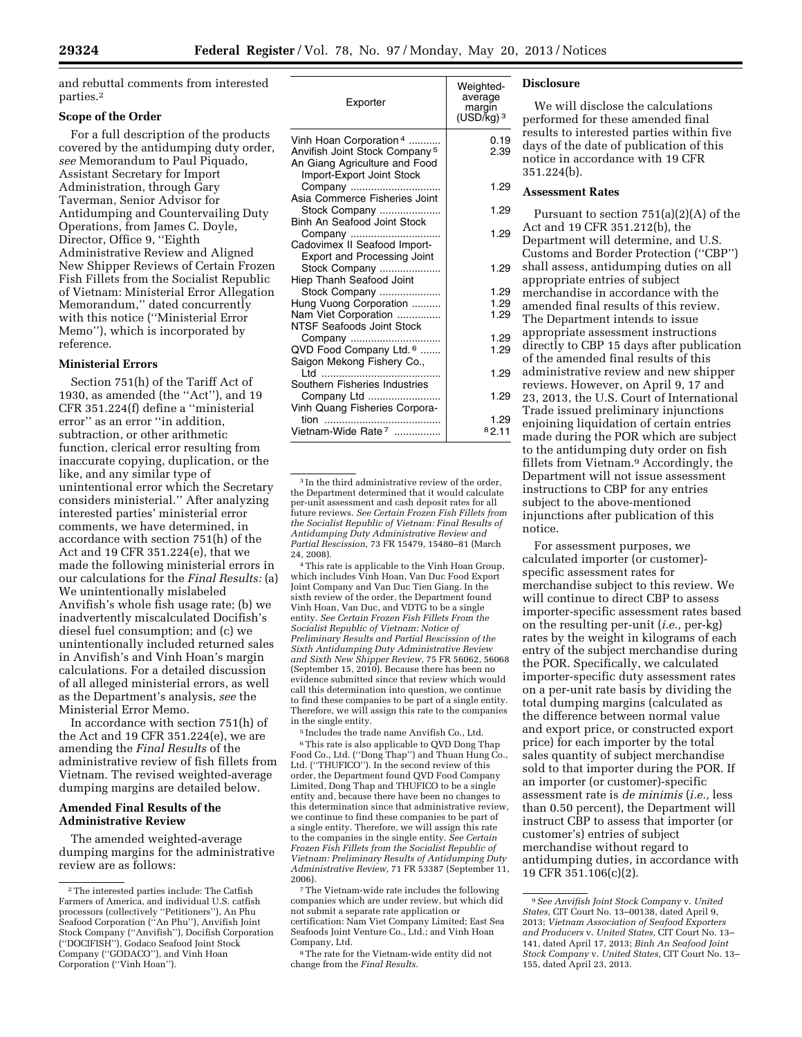and rebuttal comments from interested parties.[2]

## Scope of the Order

For a full description of the products covered by the antidumping duty order, *see* Memorandum to Paul Piquado, Assistant Secretary for Import Administration, through Gary Taverman, Senior Advisor for Antidumping and Countervailing Duty Operations, from James C. Doyle, Director, Office 9, "Eighth Administrative Review and Aligned New Shipper Reviews of Certain Frozen Fish Fillets from the Socialist Republic of Vietnam: Ministerial Error Allegation Memorandum," dated concurrently with this notice ("Ministerial Error Memo"), which is incorporated by reference.

## Ministerial Errors

Section 751(h) of the Tariff Act of 1930, as amended (the "Act"), and 19 CFR 351.224(f) define a "ministerial error" as an error "in addition, subtraction, or other arithmetic function, clerical error resulting from inaccurate copying, duplication, or the like, and any similar type of unintentional error which the Secretary considers ministerial." After analyzing interested parties' ministerial error comments, we have determined, in accordance with section 751(h) of the Act and 19 CFR 351.224(e), that we made the following ministerial errors in our calculations for the *Final Results:* (a) We unintentionally mislabeled Anvifish's whole fish usage rate; (b) we inadvertently miscalculated Docifish's diesel fuel consumption; and (c) we unintentionally included returned sales in Anvifish's and Vinh Hoan's margin calculations. For a detailed discussion of all alleged ministerial errors, as well as the Department's analysis, *see* the Ministerial Error Memo.

In accordance with section 751(h) of the Act and 19 CFR 351.224(e), we are amending the *Final Results* of the administrative review of fish fillets from Vietnam. The revised weighted-average dumping margins are detailed below.

## Amended Final Results of the Administrative Review

The amended weighted-average dumping margins for the administrative review are as follows:

| Exporter | Weighted-average margin (USD/kg)[3] |
|---|---|
| Vinh Hoan Corporation[4] | 0.19 |
| Anvifish Joint Stock Company[5] | 2.39 |
| An Giang Agriculture and Food Import-Export Joint Stock Company | 1.29 |
| Asia Commerce Fisheries Joint Stock Company | 1.29 |
| Binh An Seafood Joint Stock Company | 1.29 |
| Cadovimex II Seafood Import-Export and Processing Joint Stock Company | 1.29 |
| Hiep Thanh Seafood Joint Stock Company | 1.29 |
| Hung Vuong Corporation | 1.29 |
| Nam Viet Corporation | 1.29 |
| NTSF Seafoods Joint Stock Company | 1.29 |
| QVD Food Company Ltd.[6] | 1.29 |
| Saigon Mekong Fishery Co., Ltd | 1.29 |
| Southern Fisheries Industries Company Ltd | 1.29 |
| Vinh Quang Fisheries Corporation | 1.29 |
| Vietnam-Wide Rate[7] | [8]2.11 |

## Disclosure

We will disclose the calculations performed for these amended final results to interested parties within five days of the date of publication of this notice in accordance with 19 CFR 351.224(b).

## Assessment Rates

Pursuant to section 751(a)(2)(A) of the Act and 19 CFR 351.212(b), the Department will determine, and U.S. Customs and Border Protection ("CBP") shall assess, antidumping duties on all appropriate entries of subject merchandise in accordance with the amended final results of this review. The Department intends to issue appropriate assessment instructions directly to CBP 15 days after publication of the amended final results of this administrative review and new shipper reviews. However, on April 9, 17 and 23, 2013, the U.S. Court of International Trade issued preliminary injunctions enjoining liquidation of certain entries made during the POR which are subject to the antidumping duty order on fish fillets from Vietnam.[9] Accordingly, the Department will not issue assessment instructions to CBP for any entries subject to the above-mentioned injunctions after publication of this notice.

For assessment purposes, we calculated importer (or customer)-specific assessment rates for merchandise subject to this review. We will continue to direct CBP to assess importer-specific assessment rates based on the resulting per-unit (*i.e.,* per-kg) rates by the weight in kilograms of each entry of the subject merchandise during the POR. Specifically, we calculated importer-specific duty assessment rates on a per-unit rate basis by dividing the total dumping margins (calculated as the difference between normal value and export price, or constructed export price) for each importer by the total sales quantity of subject merchandise sold to that importer during the POR. If an importer (or customer)-specific assessment rate is *de minimis* (*i.e.,* less than 0.50 percent), the Department will instruct CBP to assess that importer (or customer's) entries of subject merchandise without regard to antidumping duties, in accordance with 19 CFR 351.106(c)(2).

---

[2] The interested parties include: The Catfish Farmers of America, and individual U.S. catfish processors (collectively "Petitioners"), An Phu Seafood Corporation ("An Phu"), Anvifish Joint Stock Company ("Anvifish"), Docifish Corporation ("DOCIFISH"), Godaco Seafood Joint Stock Company ("GODACO"), and Vinh Hoan Corporation ("Vinh Hoan").

[3] In the third administrative review of the order, the Department determined that it would calculate per-unit assessment and cash deposit rates for all future reviews. *See Certain Frozen Fish Fillets from the Socialist Republic of Vietnam: Final Results of Antidumping Duty Administrative Review and Partial Rescission,* 73 FR 15479, 15480–81 (March 24, 2008).

[4] This rate is applicable to the Vinh Hoan Group, which includes Vinh Hoan, Van Duc Food Export Joint Company and Van Duc Tien Giang. In the sixth review of the order, the Department found Vinh Hoan, Van Duc, and VDTG to be a single entity. *See Certain Frozen Fish Fillets From the Socialist Republic of Vietnam: Notice of Preliminary Results and Partial Rescission of the Sixth Antidumping Duty Administrative Review and Sixth New Shipper Review,* 75 FR 56062, 56068 (September 15, 2010). Because there has been no evidence submitted since that review which would call this determination into question, we continue to find these companies to be part of a single entity. Therefore, we will assign this rate to the companies in the single entity.

[5] Includes the trade name Anvifish Co., Ltd.

[6] This rate is applicable to QVD Dong Thap Food Co., Ltd. ("Dong Thap") and Thuan Hung Co., Ltd. ("THUFICO"). In the second review of this order, the Department found QVD Food Company Limited, Dong Thap and THUFICO to be a single entity and, because there have been no changes to this determination since that administrative review, we continue to find these companies to be part of a single entity. Therefore, we will assign this rate to the companies in the single entity. *See Certain Frozen Fish Fillets from the Socialist Republic of Vietnam: Preliminary Results of Antidumping Duty Administrative Review,* 71 FR 53387 (September 11, 2006).

[7] The Vietnam-wide rate includes the following companies which are under review, but which did not submit a separate rate application or certification: Nam Viet Company Limited; East Sea Seafoods Joint Venture Co., Ltd.; and Vinh Hoan Company, Ltd.

[8] The rate for the Vietnam-wide entity did not change from the *Final Results.*

[9] *See Anvifish Joint Stock Company* v. *United States,* CIT Court No. 13–00138, dated April 9, 2013; *Vietnam Association of Seafood Exporters and Producers* v. *United States,* CIT Court No. 13–141, dated April 17, 2013; *Binh An Seafood Joint Stock Company* v. *United States,* CIT Court No. 13–155, dated April 23, 2013.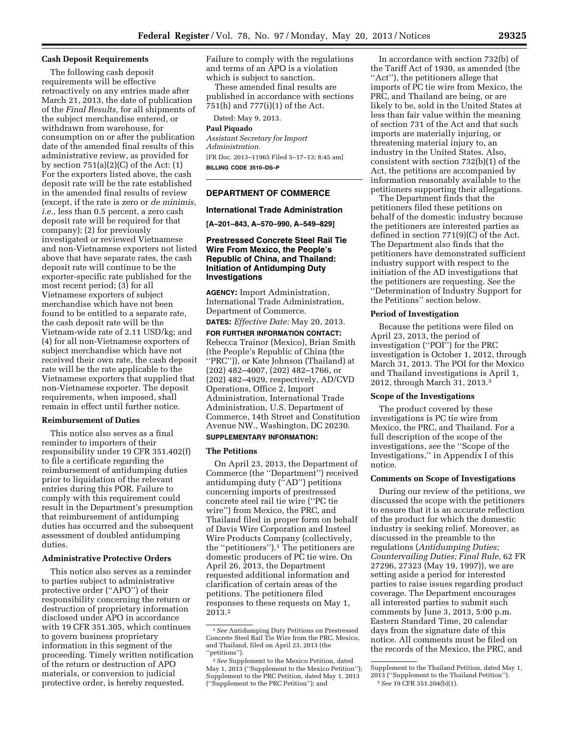### Cash Deposit Requirements

The following cash deposit requirements will be effective retroactively on any entries made after March 21, 2013, the date of publication of the *Final Results,* for all shipments of the subject merchandise entered, or withdrawn from warehouse, for consumption on or after the publication date of the amended final results of this administrative review, as provided for by section 751(a)(2)(C) of the Act: (1) For the exporters listed above, the cash deposit rate will be the rate established in the amended final results of review (except, if the rate is zero or *de minimis, i.e.,* less than 0.5 percent, a zero cash deposit rate will be required for that company); (2) for previously investigated or reviewed Vietnamese and non-Vietnamese exporters not listed above that have separate rates, the cash deposit rate will continue to be the exporter-specific rate published for the most recent period; (3) for all Vietnamese exporters of subject merchandise which have not been found to be entitled to a separate rate, the cash deposit rate will be the Vietnam-wide rate of 2.11 USD/kg; and (4) for all non-Vietnamese exporters of subject merchandise which have not received their own rate, the cash deposit rate will be the rate applicable to the Vietnamese exporters that supplied that non-Vietnamese exporter. The deposit requirements, when imposed, shall remain in effect until further notice.

### Reimbursement of Duties

This notice also serves as a final reminder to importers of their responsibility under 19 CFR 351.402(f) to file a certificate regarding the reimbursement of antidumping duties prior to liquidation of the relevant entries during this POR. Failure to comply with this requirement could result in the Department's presumption that reimbursement of antidumping duties has occurred and the subsequent assessment of doubled antidumping duties.

### Administrative Protective Orders

This notice also serves as a reminder to parties subject to administrative protective order ("APO") of their responsibility concerning the return or destruction of proprietary information disclosed under APO in accordance with 19 CFR 351.305, which continues to govern business proprietary information in this segment of the proceeding. Timely written notification of the return or destruction of APO materials, or conversion to judicial protective order, is hereby requested. Failure to comply with the regulations and terms of an APO is a violation which is subject to sanction.

These amended final results are published in accordance with sections 751(h) and 777(i)(1) of the Act.

Dated: May 9, 2013.

**Paul Piquado**

*Assistant Secretary for Import Administration.*

[FR Doc. 2013–11965 Filed 5–17–13; 8:45 am]

**BILLING CODE 3510–DS–P**

---

## DEPARTMENT OF COMMERCE

### International Trade Administration

**[A–201–843, A–570–990, A–549–829]**

### Prestressed Concrete Steel Rail Tie Wire From Mexico, the People's Republic of China, and Thailand: Initiation of Antidumping Duty Investigations

**AGENCY:** Import Administration, International Trade Administration, Department of Commerce.

**DATES:** *Effective Date:* May 20, 2013.

**FOR FURTHER INFORMATION CONTACT:** Rebecca Trainor (Mexico), Brian Smith (the People's Republic of China (the "PRC")), or Kate Johnson (Thailand) at (202) 482–4007, (202) 482–1766, or (202) 482–4929, respectively, AD/CVD Operations, Office 2, Import Administration, International Trade Administration, U.S. Department of Commerce, 14th Street and Constitution Avenue NW., Washington, DC 20230.

**SUPPLEMENTARY INFORMATION:**

### The Petitions

On April 23, 2013, the Department of Commerce (the "Department") received antidumping duty ("AD") petitions concerning imports of prestressed concrete steel rail tie wire ("PC tie wire") from Mexico, the PRC, and Thailand filed in proper form on behalf of Davis Wire Corporation and Insteel Wire Products Company (collectively, the "petitioners").[1] The petitioners are domestic producers of PC tie wire. On April 26, 2013, the Department requested additional information and clarification of certain areas of the petitions. The petitioners filed responses to these requests on May 1, 2013.[2]

In accordance with section 732(b) of the Tariff Act of 1930, as amended (the "Act"), the petitioners allege that imports of PC tie wire from Mexico, the PRC, and Thailand are being, or are likely to be, sold in the United States at less than fair value within the meaning of section 731 of the Act and that such imports are materially injuring, or threatening material injury to, an industry in the United States. Also, consistent with section 732(b)(1) of the Act, the petitions are accompanied by information reasonably available to the petitioners supporting their allegations.

The Department finds that the petitioners filed these petitions on behalf of the domestic industry because the petitioners are interested parties as defined in section 771(9)(C) of the Act. The Department also finds that the petitioners have demonstrated sufficient industry support with respect to the initiation of the AD investigations that the petitioners are requesting. *See* the "Determination of Industry Support for the Petitions" section below.

### Period of Investigation

Because the petitions were filed on April 23, 2013, the period of investigation ("POI") for the PRC investigation is October 1, 2012, through March 31, 2013. The POI for the Mexico and Thailand investigations is April 1, 2012, through March 31, 2013.[3]

### Scope of the Investigations

The product covered by these investigations is PC tie wire from Mexico, the PRC, and Thailand. For a full description of the scope of the investigations, *see* the "Scope of the Investigations," in Appendix I of this notice.

### Comments on Scope of Investigations

During our review of the petitions, we discussed the scope with the petitioners to ensure that it is an accurate reflection of the product for which the domestic industry is seeking relief. Moreover, as discussed in the preamble to the regulations (*Antidumping Duties; Countervailing Duties; Final Rule,* 62 FR 27296, 27323 (May 19, 1997)), we are setting aside a period for interested parties to raise issues regarding product coverage. The Department encourages all interested parties to submit such comments by June 3, 2013, 5:00 p.m. Eastern Standard Time, 20 calendar days from the signature date of this notice. All comments must be filed on the records of the Mexico, the PRC, and

---

[1] *See* Antidumping Duty Petitions on Prestressed Concrete Steel Rail Tie Wire from the PRC, Mexico, and Thailand, filed on April 23, 2013 (the "petitions").

[2] *See* Supplement to the Mexico Petition, dated May 1, 2013 ("Supplement to the Mexico Petition"); Supplement to the PRC Petition, dated May 1, 2013 ("Supplement to the PRC Petition"); and Supplement to the Thailand Petition, dated May 1, 2013 ("Supplement to the Thailand Petition").

[3] *See* 19 CFR 351.204(b)(1).